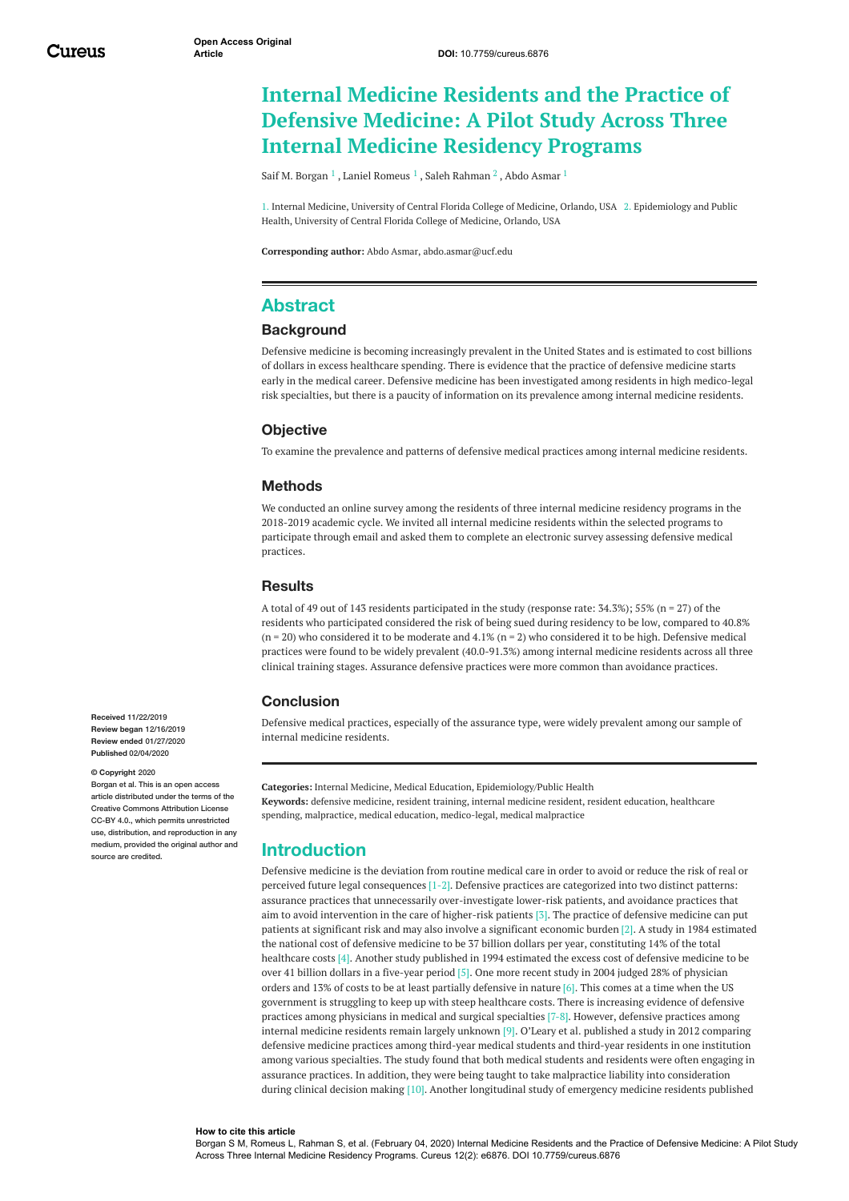Open Access Original Article

DOI: 10.7759/cureus.6876

# Internal Medicine Residents and the Practice of Defensive Medicine: A Pilot Study Across Three Internal Medicine Residency Programs

Saif M. Borgan [1] , Laniel Romeus [1] , Saleh Rahman [2] , Abdo Asmar [1]

1. Internal Medicine, University of Central Florida College of Medicine, Orlando, USA 2. Epidemiology and Public Health, University of Central Florida College of Medicine, Orlando, USA

**Corresponding author:** Abdo Asmar, abdo.asmar@ucf.edu

Received 11/22/2019
Review began 12/16/2019
Review ended 01/27/2020
Published 02/04/2020

© Copyright 2020
Borgan et al. This is an open access article distributed under the terms of the Creative Commons Attribution License CC-BY 4.0., which permits unrestricted use, distribution, and reproduction in any medium, provided the original author and source are credited.

## Abstract

### Background

Defensive medicine is becoming increasingly prevalent in the United States and is estimated to cost billions of dollars in excess healthcare spending. There is evidence that the practice of defensive medicine starts early in the medical career. Defensive medicine has been investigated among residents in high medico-legal risk specialties, but there is a paucity of information on its prevalence among internal medicine residents.

### Objective

To examine the prevalence and patterns of defensive medical practices among internal medicine residents.

### Methods

We conducted an online survey among the residents of three internal medicine residency programs in the 2018-2019 academic cycle. We invited all internal medicine residents within the selected programs to participate through email and asked them to complete an electronic survey assessing defensive medical practices.

### Results

A total of 49 out of 143 residents participated in the study (response rate: 34.3%); 55% (n = 27) of the residents who participated considered the risk of being sued during residency to be low, compared to 40.8% (n = 20) who considered it to be moderate and 4.1% (n = 2) who considered it to be high. Defensive medical practices were found to be widely prevalent (40.0-91.3%) among internal medicine residents across all three clinical training stages. Assurance defensive practices were more common than avoidance practices.

### Conclusion

Defensive medical practices, especially of the assurance type, were widely prevalent among our sample of internal medicine residents.

**Categories:** Internal Medicine, Medical Education, Epidemiology/Public Health
**Keywords:** defensive medicine, resident training, internal medicine resident, resident education, healthcare spending, malpractice, medical education, medico-legal, medical malpractice

## Introduction

Defensive medicine is the deviation from routine medical care in order to avoid or reduce the risk of real or perceived future legal consequences [1-2]. Defensive practices are categorized into two distinct patterns: assurance practices that unnecessarily over-investigate lower-risk patients, and avoidance practices that aim to avoid intervention in the care of higher-risk patients [3]. The practice of defensive medicine can put patients at significant risk and may also involve a significant economic burden [2]. A study in 1984 estimated the national cost of defensive medicine to be 37 billion dollars per year, constituting 14% of the total healthcare costs [4]. Another study published in 1994 estimated the excess cost of defensive medicine to be over 41 billion dollars in a five-year period [5]. One more recent study in 2004 judged 28% of physician orders and 13% of costs to be at least partially defensive in nature [6]. This comes at a time when the US government is struggling to keep up with steep healthcare costs. There is increasing evidence of defensive practices among physicians in medical and surgical specialties [7-8]. However, defensive practices among internal medicine residents remain largely unknown [9]. O'Leary et al. published a study in 2012 comparing defensive medicine practices among third-year medical students and third-year residents in one institution among various specialties. The study found that both medical students and residents were often engaging in assurance practices. In addition, they were being taught to take malpractice liability into consideration during clinical decision making [10]. Another longitudinal study of emergency medicine residents published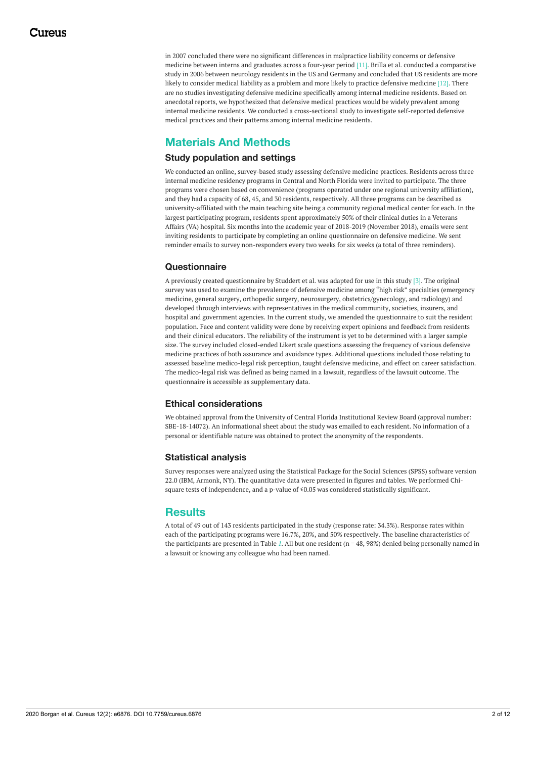in 2007 concluded there were no significant differences in malpractice liability concerns or defensive medicine between interns and graduates across a four-year period [11]. Brilla et al. conducted a comparative study in 2006 between neurology residents in the US and Germany and concluded that US residents are more likely to consider medical liability as a problem and more likely to practice defensive medicine [12]. There are no studies investigating defensive medicine specifically among internal medicine residents. Based on anecdotal reports, we hypothesized that defensive medical practices would be widely prevalent among internal medicine residents. We conducted a cross-sectional study to investigate self-reported defensive medical practices and their patterns among internal medicine residents.

## Materials And Methods

### Study population and settings

We conducted an online, survey-based study assessing defensive medicine practices. Residents across three internal medicine residency programs in Central and North Florida were invited to participate. The three programs were chosen based on convenience (programs operated under one regional university affiliation), and they had a capacity of 68, 45, and 30 residents, respectively. All three programs can be described as university-affiliated with the main teaching site being a community regional medical center for each. In the largest participating program, residents spent approximately 50% of their clinical duties in a Veterans Affairs (VA) hospital. Six months into the academic year of 2018-2019 (November 2018), emails were sent inviting residents to participate by completing an online questionnaire on defensive medicine. We sent reminder emails to survey non-responders every two weeks for six weeks (a total of three reminders).

### Questionnaire

A previously created questionnaire by Studdert et al. was adapted for use in this study [3]. The original survey was used to examine the prevalence of defensive medicine among "high risk" specialties (emergency medicine, general surgery, orthopedic surgery, neurosurgery, obstetrics/gynecology, and radiology) and developed through interviews with representatives in the medical community, societies, insurers, and hospital and government agencies. In the current study, we amended the questionnaire to suit the resident population. Face and content validity were done by receiving expert opinions and feedback from residents and their clinical educators. The reliability of the instrument is yet to be determined with a larger sample size. The survey included closed-ended Likert scale questions assessing the frequency of various defensive medicine practices of both assurance and avoidance types. Additional questions included those relating to assessed baseline medico-legal risk perception, taught defensive medicine, and effect on career satisfaction. The medico-legal risk was defined as being named in a lawsuit, regardless of the lawsuit outcome. The questionnaire is accessible as supplementary data.

### Ethical considerations

We obtained approval from the University of Central Florida Institutional Review Board (approval number: SBE-18-14072). An informational sheet about the study was emailed to each resident. No information of a personal or identifiable nature was obtained to protect the anonymity of the respondents.

### Statistical analysis

Survey responses were analyzed using the Statistical Package for the Social Sciences (SPSS) software version 22.0 (IBM, Armonk, NY). The quantitative data were presented in figures and tables. We performed Chi-square tests of independence, and a p-value of $\leq 0.05$ was considered statistically significant.

## Results

A total of 49 out of 143 residents participated in the study (response rate: 34.3%). Response rates within each of the participating programs were 16.7%, 20%, and 50% respectively. The baseline characteristics of the participants are presented in Table *1*. All but one resident (n = 48, 98%) denied being personally named in a lawsuit or knowing any colleague who had been named.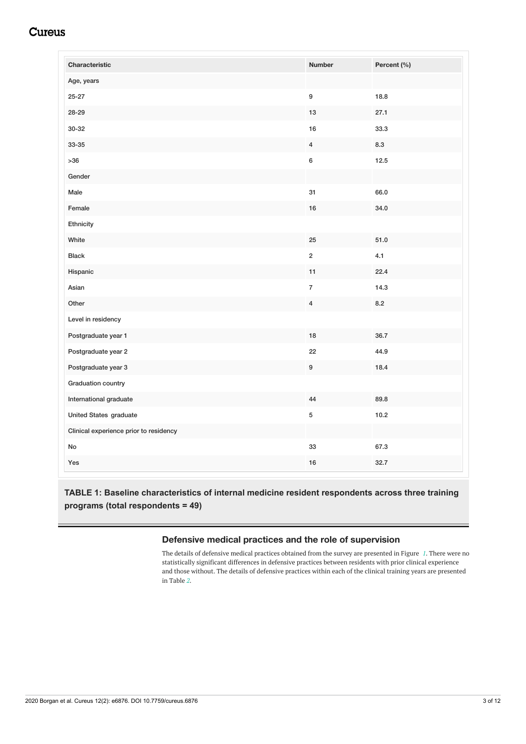| Characteristic | Number | Percent (%) |
| --- | --- | --- |
| Age, years | | |
| 25-27 | 9 | 18.8 |
| 28-29 | 13 | 27.1 |
| 30-32 | 16 | 33.3 |
| 33-35 | 4 | 8.3 |
| >36 | 6 | 12.5 |
| Gender | | |
| Male | 31 | 66.0 |
| Female | 16 | 34.0 |
| Ethnicity | | |
| White | 25 | 51.0 |
| Black | 2 | 4.1 |
| Hispanic | 11 | 22.4 |
| Asian | 7 | 14.3 |
| Other | 4 | 8.2 |
| Level in residency | | |
| Postgraduate year 1 | 18 | 36.7 |
| Postgraduate year 2 | 22 | 44.9 |
| Postgraduate year 3 | 9 | 18.4 |
| Graduation country | | |
| International graduate | 44 | 89.8 |
| United States graduate | 5 | 10.2 |
| Clinical experience prior to residency | | |
| No | 33 | 67.3 |
| Yes | 16 | 32.7 |

**TABLE 1: Baseline characteristics of internal medicine resident respondents across three training programs (total respondents = 49)**

### Defensive medical practices and the role of supervision

The details of defensive medical practices obtained from the survey are presented in Figure *1*. There were no statistically significant differences in defensive practices between residents with prior clinical experience and those without. The details of defensive practices within each of the clinical training years are presented in Table *2*.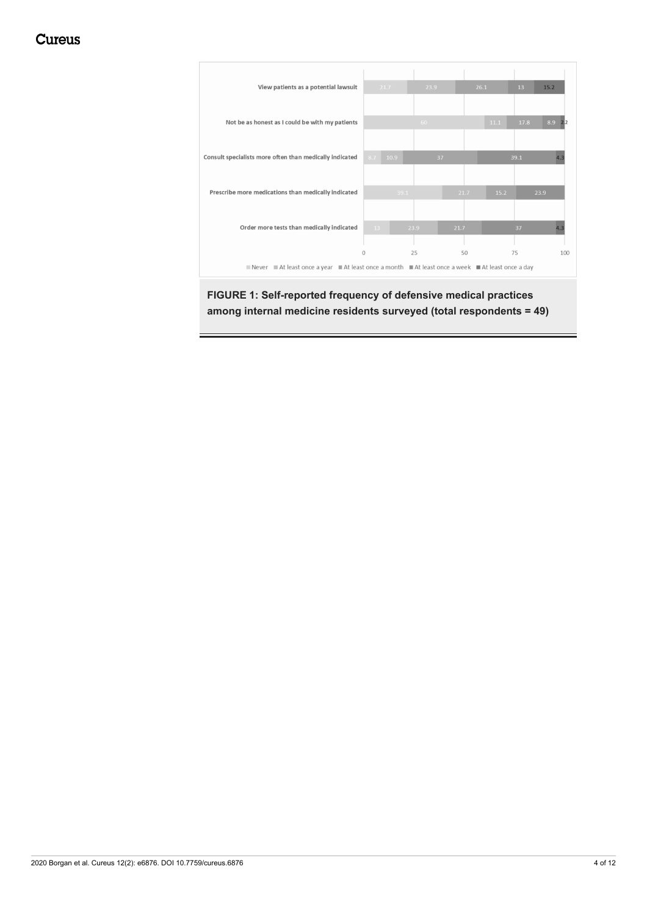**FIGURE 1: Self-reported frequency of defensive medical practices among internal medicine residents surveyed (total respondents = 49)**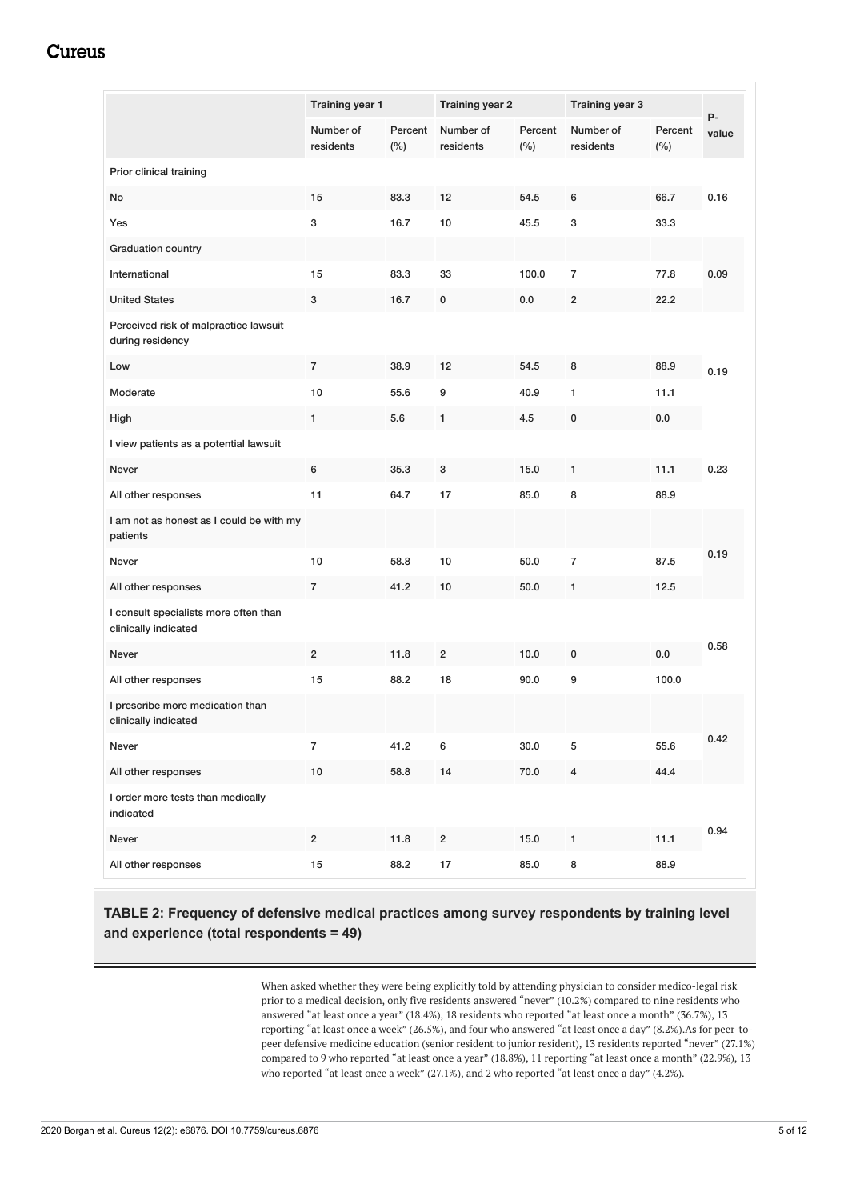| | Training year 1 | | Training year 2 | | Training year 3 | | P-value |
|---|---|---|---|---|---|---|---|
| | Number of residents | Percent (%) | Number of residents | Percent (%) | Number of residents | Percent (%) | |
| Prior clinical training | | | | | | | |
| No | 15 | 83.3 | 12 | 54.5 | 6 | 66.7 | 0.16 |
| Yes | 3 | 16.7 | 10 | 45.5 | 3 | 33.3 | |
| Graduation country | | | | | | | |
| International | 15 | 83.3 | 33 | 100.0 | 7 | 77.8 | 0.09 |
| United States | 3 | 16.7 | 0 | 0.0 | 2 | 22.2 | |
| Perceived risk of malpractice lawsuit during residency | | | | | | | |
| Low | 7 | 38.9 | 12 | 54.5 | 8 | 88.9 | 0.19 |
| Moderate | 10 | 55.6 | 9 | 40.9 | 1 | 11.1 | |
| High | 1 | 5.6 | 1 | 4.5 | 0 | 0.0 | |
| I view patients as a potential lawsuit | | | | | | | |
| Never | 6 | 35.3 | 3 | 15.0 | 1 | 11.1 | 0.23 |
| All other responses | 11 | 64.7 | 17 | 85.0 | 8 | 88.9 | |
| I am not as honest as I could be with my patients | | | | | | | |
| Never | 10 | 58.8 | 10 | 50.0 | 7 | 87.5 | 0.19 |
| All other responses | 7 | 41.2 | 10 | 50.0 | 1 | 12.5 | |
| I consult specialists more often than clinically indicated | | | | | | | |
| Never | 2 | 11.8 | 2 | 10.0 | 0 | 0.0 | 0.58 |
| All other responses | 15 | 88.2 | 18 | 90.0 | 9 | 100.0 | |
| I prescribe more medication than clinically indicated | | | | | | | |
| Never | 7 | 41.2 | 6 | 30.0 | 5 | 55.6 | 0.42 |
| All other responses | 10 | 58.8 | 14 | 70.0 | 4 | 44.4 | |
| I order more tests than medically indicated | | | | | | | |
| Never | 2 | 11.8 | 2 | 15.0 | 1 | 11.1 | 0.94 |
| All other responses | 15 | 88.2 | 17 | 85.0 | 8 | 88.9 | |

**TABLE 2: Frequency of defensive medical practices among survey respondents by training level and experience (total respondents = 49)**

When asked whether they were being explicitly told by attending physician to consider medico-legal risk prior to a medical decision, only five residents answered "never" (10.2%) compared to nine residents who answered "at least once a year" (18.4%), 18 residents who reported "at least once a month" (36.7%), 13 reporting "at least once a week" (26.5%), and four who answered "at least once a day" (8.2%).As for peer-to-peer defensive medicine education (senior resident to junior resident), 13 residents reported "never" (27.1%) compared to 9 who reported "at least once a year" (18.8%), 11 reporting "at least once a month" (22.9%), 13 who reported "at least once a week" (27.1%), and 2 who reported "at least once a day" (4.2%).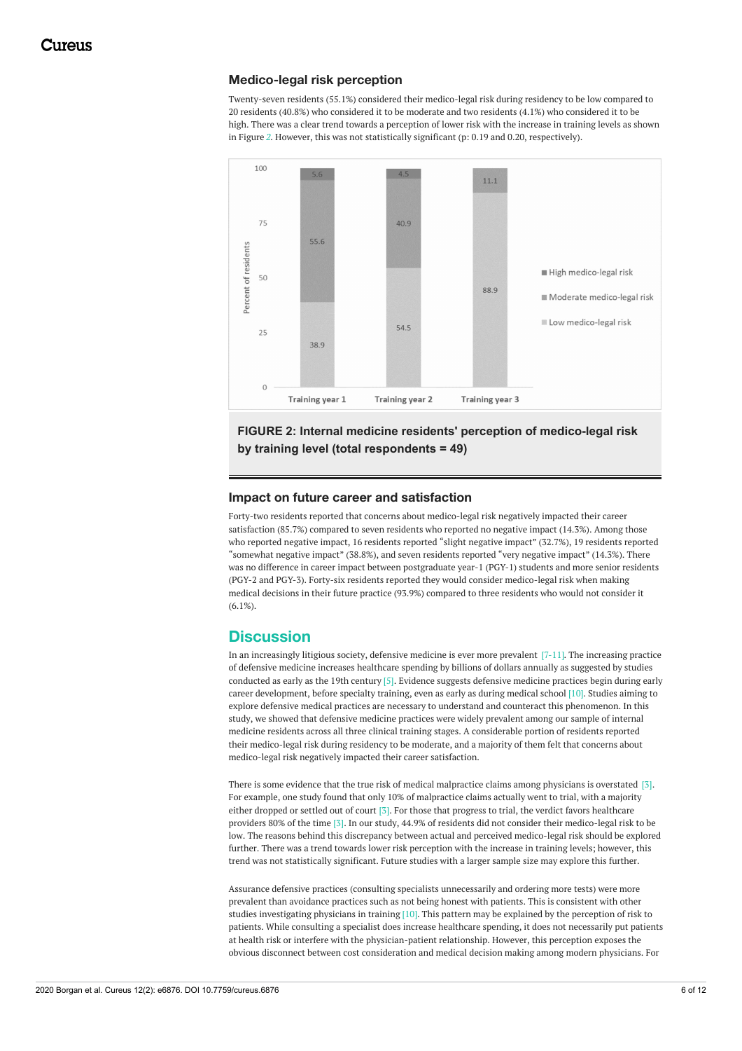### Medico-legal risk perception

Twenty-seven residents (55.1%) considered their medico-legal risk during residency to be low compared to 20 residents (40.8%) who considered it to be moderate and two residents (4.1%) who considered it to be high. There was a clear trend towards a perception of lower risk with the increase in training levels as shown in Figure 2. However, this was not statistically significant (p: 0.19 and 0.20, respectively).

FIGURE 2: Internal medicine residents' perception of medico-legal risk by training level (total respondents = 49)

### Impact on future career and satisfaction

Forty-two residents reported that concerns about medico-legal risk negatively impacted their career satisfaction (85.7%) compared to seven residents who reported no negative impact (14.3%). Among those who reported negative impact, 16 residents reported "slight negative impact" (32.7%), 19 residents reported "somewhat negative impact" (38.8%), and seven residents reported "very negative impact" (14.3%). There was no difference in career impact between postgraduate year-1 (PGY-1) students and more senior residents (PGY-2 and PGY-3). Forty-six residents reported they would consider medico-legal risk when making medical decisions in their future practice (93.9%) compared to three residents who would not consider it (6.1%).

## Discussion

In an increasingly litigious society, defensive medicine is ever more prevalent [7-11]. The increasing practice of defensive medicine increases healthcare spending by billions of dollars annually as suggested by studies conducted as early as the 19th century [5]. Evidence suggests defensive medicine practices begin during early career development, before specialty training, even as early as during medical school [10]. Studies aiming to explore defensive medical practices are necessary to understand and counteract this phenomenon. In this study, we showed that defensive medicine practices were widely prevalent among our sample of internal medicine residents across all three clinical training stages. A considerable portion of residents reported their medico-legal risk during residency to be moderate, and a majority of them felt that concerns about medico-legal risk negatively impacted their career satisfaction.

There is some evidence that the true risk of medical malpractice claims among physicians is overstated [3]. For example, one study found that only 10% of malpractice claims actually went to trial, with a majority either dropped or settled out of court [3]. For those that progress to trial, the verdict favors healthcare providers 80% of the time [3]. In our study, 44.9% of residents did not consider their medico-legal risk to be low. The reasons behind this discrepancy between actual and perceived medico-legal risk should be explored further. There was a trend towards lower risk perception with the increase in training levels; however, this trend was not statistically significant. Future studies with a larger sample size may explore this further.

Assurance defensive practices (consulting specialists unnecessarily and ordering more tests) were more prevalent than avoidance practices such as not being honest with patients. This is consistent with other studies investigating physicians in training [10]. This pattern may be explained by the perception of risk to patients. While consulting a specialist does increase healthcare spending, it does not necessarily put patients at health risk or interfere with the physician-patient relationship. However, this perception exposes the obvious disconnect between cost consideration and medical decision making among modern physicians. For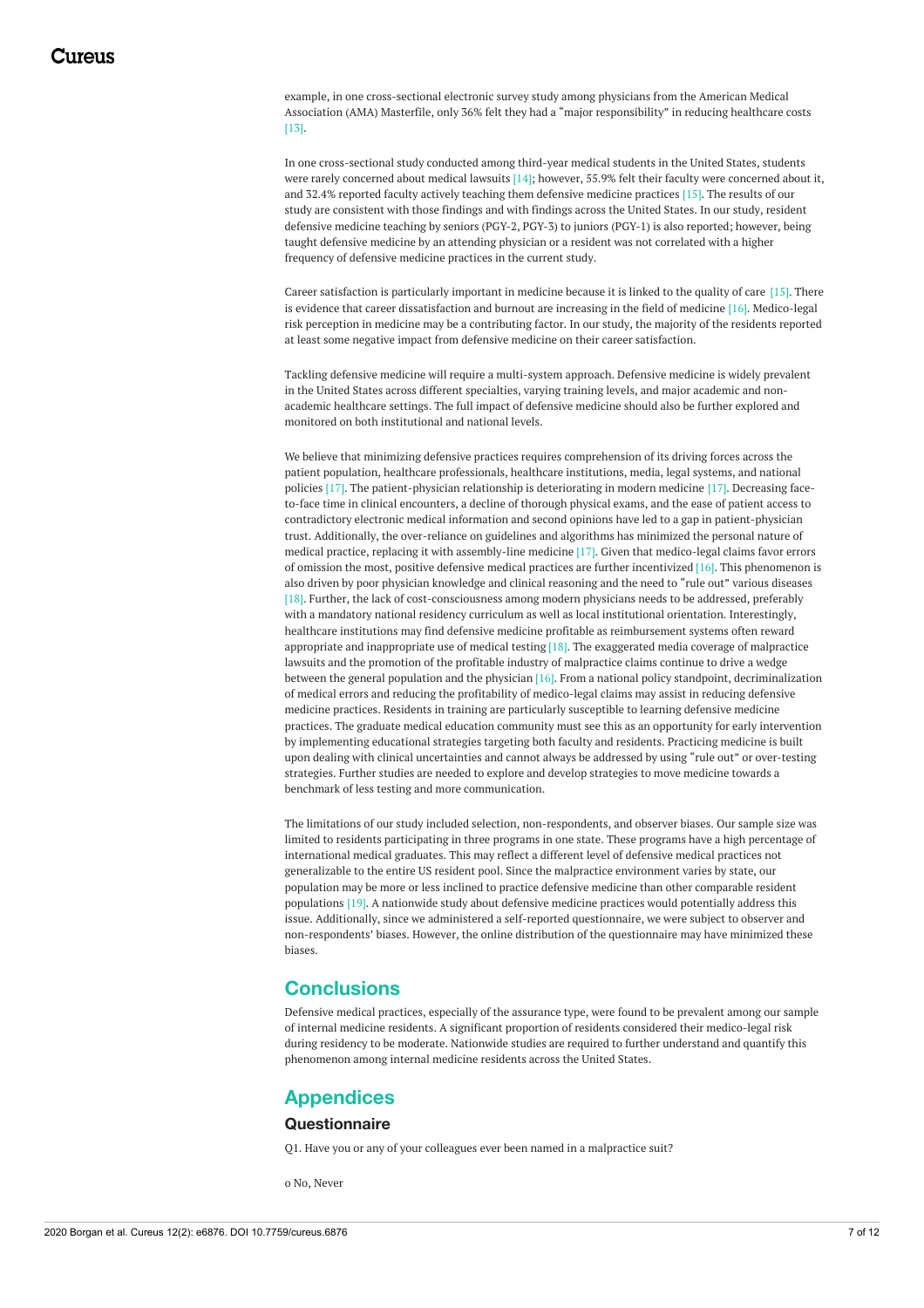example, in one cross-sectional electronic survey study among physicians from the American Medical Association (AMA) Masterfile, only 36% felt they had a "major responsibility" in reducing healthcare costs [13].

In one cross-sectional study conducted among third-year medical students in the United States, students were rarely concerned about medical lawsuits [14]; however, 55.9% felt their faculty were concerned about it, and 32.4% reported faculty actively teaching them defensive medicine practices [15]. The results of our study are consistent with those findings and with findings across the United States. In our study, resident defensive medicine teaching by seniors (PGY-2, PGY-3) to juniors (PGY-1) is also reported; however, being taught defensive medicine by an attending physician or a resident was not correlated with a higher frequency of defensive medicine practices in the current study.

Career satisfaction is particularly important in medicine because it is linked to the quality of care [15]. There is evidence that career dissatisfaction and burnout are increasing in the field of medicine [16]. Medico-legal risk perception in medicine may be a contributing factor. In our study, the majority of the residents reported at least some negative impact from defensive medicine on their career satisfaction.

Tackling defensive medicine will require a multi-system approach. Defensive medicine is widely prevalent in the United States across different specialties, varying training levels, and major academic and non-academic healthcare settings. The full impact of defensive medicine should also be further explored and monitored on both institutional and national levels.

We believe that minimizing defensive practices requires comprehension of its driving forces across the patient population, healthcare professionals, healthcare institutions, media, legal systems, and national policies [17]. The patient-physician relationship is deteriorating in modern medicine [17]. Decreasing face-to-face time in clinical encounters, a decline of thorough physical exams, and the ease of patient access to contradictory electronic medical information and second opinions have led to a gap in patient-physician trust. Additionally, the over-reliance on guidelines and algorithms has minimized the personal nature of medical practice, replacing it with assembly-line medicine [17]. Given that medico-legal claims favor errors of omission the most, positive defensive medical practices are further incentivized [16]. This phenomenon is also driven by poor physician knowledge and clinical reasoning and the need to "rule out" various diseases [18]. Further, the lack of cost-consciousness among modern physicians needs to be addressed, preferably with a mandatory national residency curriculum as well as local institutional orientation. Interestingly, healthcare institutions may find defensive medicine profitable as reimbursement systems often reward appropriate and inappropriate use of medical testing [18]. The exaggerated media coverage of malpractice lawsuits and the promotion of the profitable industry of malpractice claims continue to drive a wedge between the general population and the physician [16]. From a national policy standpoint, decriminalization of medical errors and reducing the profitability of medico-legal claims may assist in reducing defensive medicine practices. Residents in training are particularly susceptible to learning defensive medicine practices. The graduate medical education community must see this as an opportunity for early intervention by implementing educational strategies targeting both faculty and residents. Practicing medicine is built upon dealing with clinical uncertainties and cannot always be addressed by using "rule out" or over-testing strategies. Further studies are needed to explore and develop strategies to move medicine towards a benchmark of less testing and more communication.

The limitations of our study included selection, non-respondents, and observer biases. Our sample size was limited to residents participating in three programs in one state. These programs have a high percentage of international medical graduates. This may reflect a different level of defensive medical practices not generalizable to the entire US resident pool. Since the malpractice environment varies by state, our population may be more or less inclined to practice defensive medicine than other comparable resident populations [19]. A nationwide study about defensive medicine practices would potentially address this issue. Additionally, since we administered a self-reported questionnaire, we were subject to observer and non-respondents' biases. However, the online distribution of the questionnaire may have minimized these biases.

## Conclusions

Defensive medical practices, especially of the assurance type, were found to be prevalent among our sample of internal medicine residents. A significant proportion of residents considered their medico-legal risk during residency to be moderate. Nationwide studies are required to further understand and quantify this phenomenon among internal medicine residents across the United States.

## Appendices

### Questionnaire

Q1. Have you or any of your colleagues ever been named in a malpractice suit?

o No, Never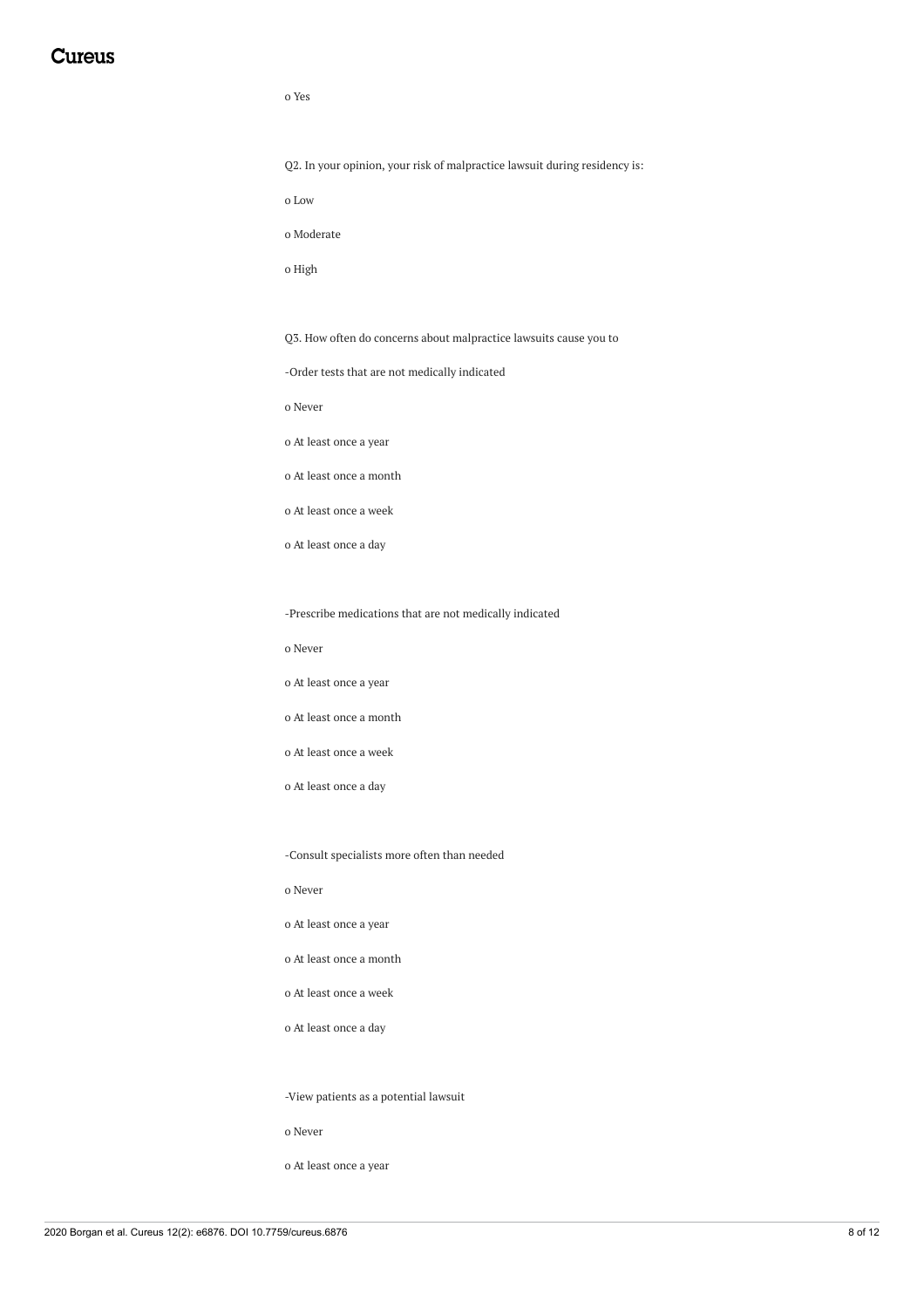o Yes

Q2. In your opinion, your risk of malpractice lawsuit during residency is:

o Low

o Moderate

o High

Q3. How often do concerns about malpractice lawsuits cause you to

-Order tests that are not medically indicated

o Never

o At least once a year

o At least once a month

o At least once a week

o At least once a day

-Prescribe medications that are not medically indicated

o Never

o At least once a year

o At least once a month

o At least once a week

o At least once a day

-Consult specialists more often than needed

o Never

o At least once a year

o At least once a month

o At least once a week

o At least once a day

-View patients as a potential lawsuit

o Never

o At least once a year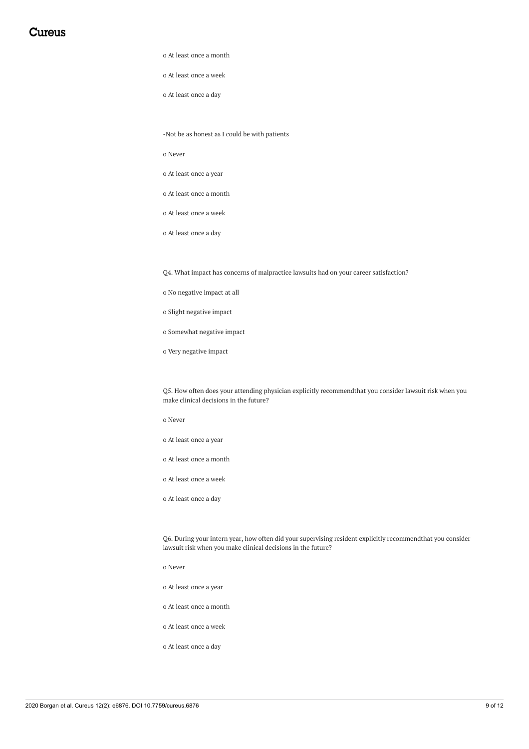o At least once a month

o At least once a week

o At least once a day

-Not be as honest as I could be with patients

o Never

o At least once a year

o At least once a month

o At least once a week

o At least once a day

Q4. What impact has concerns of malpractice lawsuits had on your career satisfaction?

o No negative impact at all

o Slight negative impact

o Somewhat negative impact

o Very negative impact

Q5. How often does your attending physician explicitly recommendthat you consider lawsuit risk when you make clinical decisions in the future?

o Never

o At least once a year

o At least once a month

o At least once a week

o At least once a day

Q6. During your intern year, how often did your supervising resident explicitly recommendthat you consider lawsuit risk when you make clinical decisions in the future?

o Never

o At least once a year

o At least once a month

o At least once a week

o At least once a day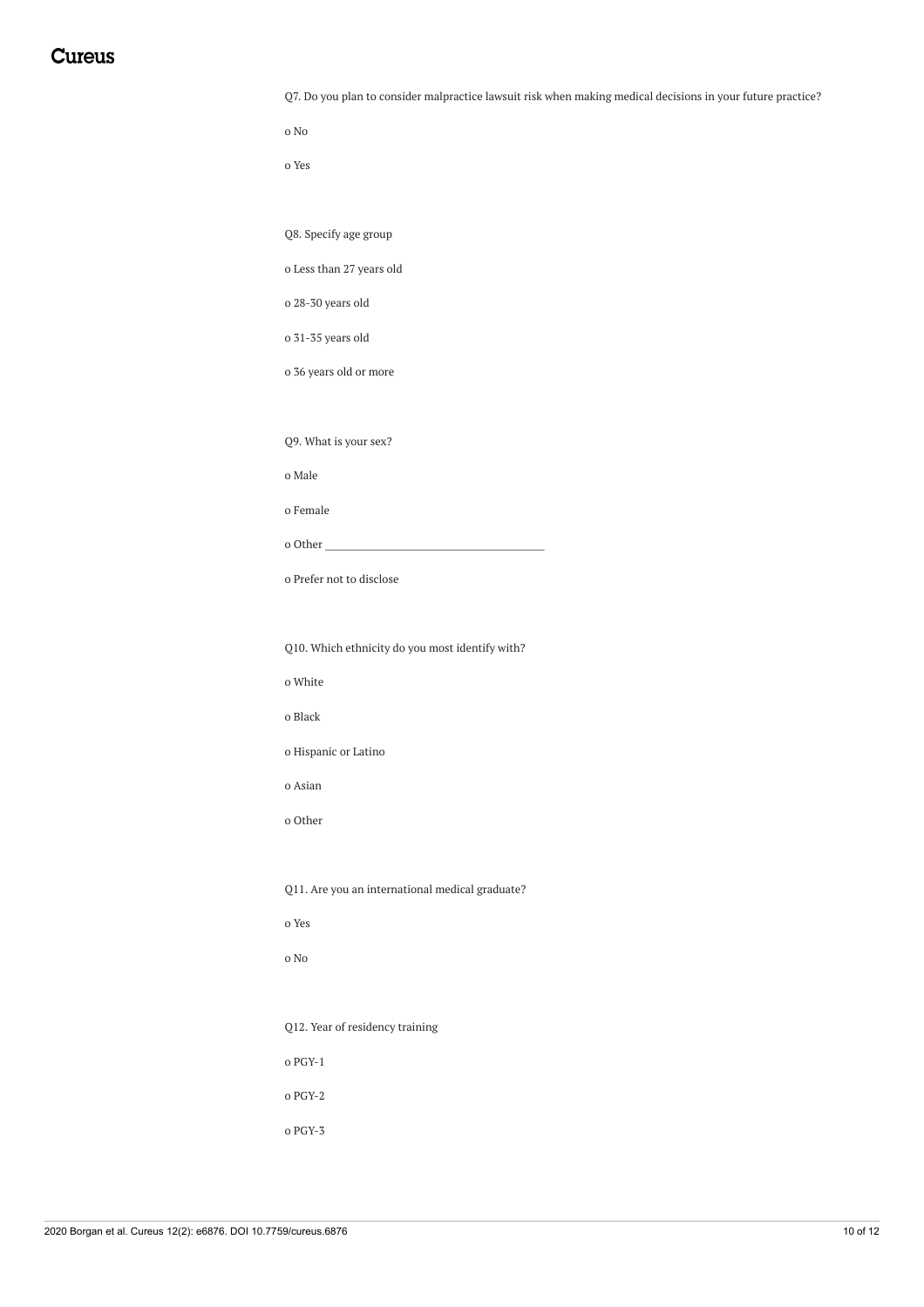Q7. Do you plan to consider malpractice lawsuit risk when making medical decisions in your future practice?

o No

o Yes

Q8. Specify age group

o Less than 27 years old

o 28-30 years old

o 31-35 years old

o 36 years old or more

Q9. What is your sex?

o Male

o Female

o Other ________________________________________

o Prefer not to disclose

Q10. Which ethnicity do you most identify with?

o White

o Black

o Hispanic or Latino

o Asian

o Other

Q11. Are you an international medical graduate?

o Yes

o No

Q12. Year of residency training

o PGY-1

o PGY-2

o PGY-3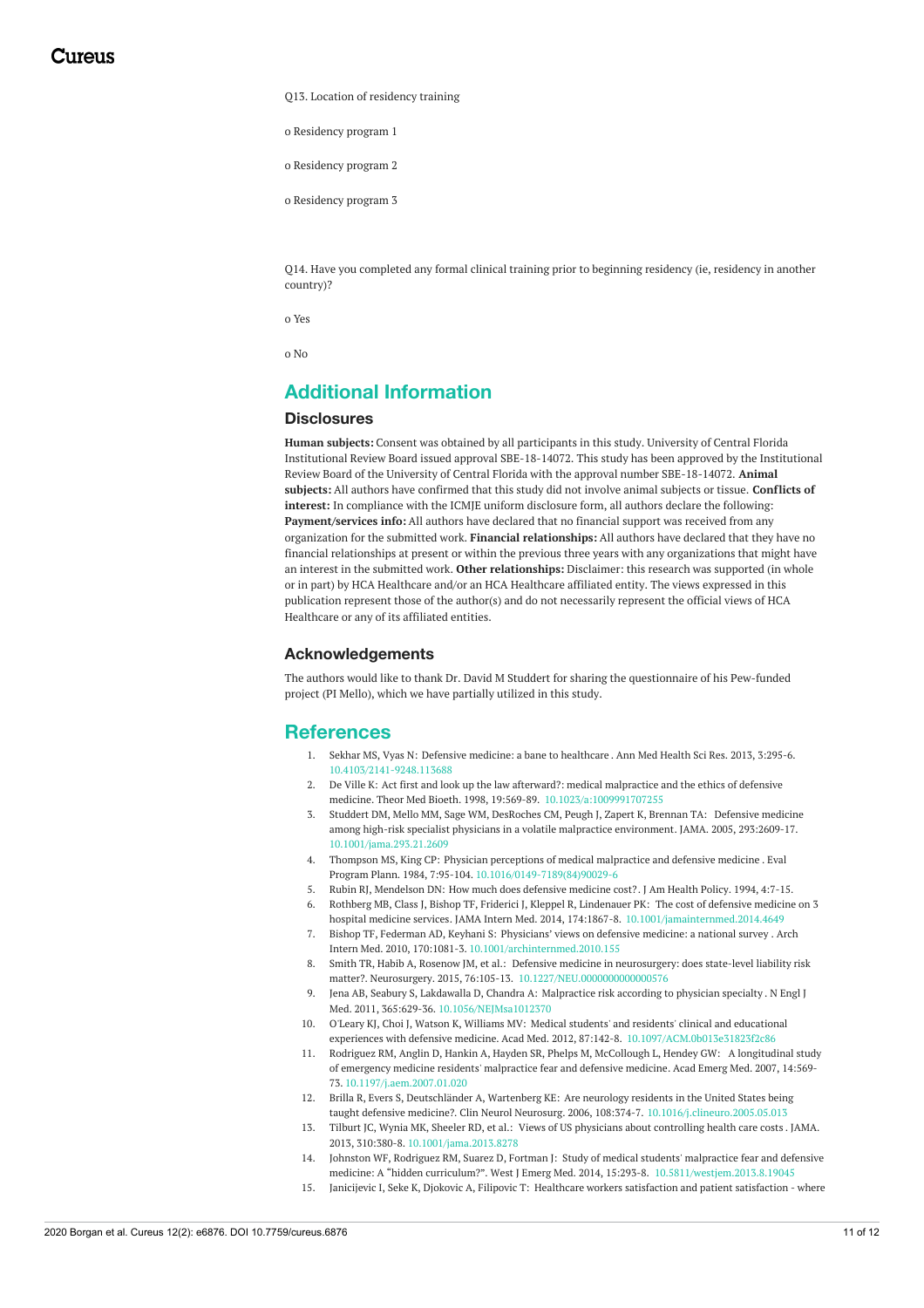Q13. Location of residency training

o Residency program 1

o Residency program 2

o Residency program 3

Q14. Have you completed any formal clinical training prior to beginning residency (ie, residency in another country)?

o Yes

o No

## Additional Information

### Disclosures

**Human subjects:** Consent was obtained by all participants in this study. University of Central Florida Institutional Review Board issued approval SBE-18-14072. This study has been approved by the Institutional Review Board of the University of Central Florida with the approval number SBE-18-14072. **Animal subjects:** All authors have confirmed that this study did not involve animal subjects or tissue. **Conflicts of interest:** In compliance with the ICMJE uniform disclosure form, all authors declare the following: **Payment/services info:** All authors have declared that no financial support was received from any organization for the submitted work. **Financial relationships:** All authors have declared that they have no financial relationships at present or within the previous three years with any organizations that might have an interest in the submitted work. **Other relationships:** Disclaimer: this research was supported (in whole or in part) by HCA Healthcare and/or an HCA Healthcare affiliated entity. The views expressed in this publication represent those of the author(s) and do not necessarily represent the official views of HCA Healthcare or any of its affiliated entities.

### Acknowledgements

The authors would like to thank Dr. David M Studdert for sharing the questionnaire of his Pew-funded project (PI Mello), which we have partially utilized in this study.

## References

1. Sekhar MS, Vyas N: Defensive medicine: a bane to healthcare . Ann Med Health Sci Res. 2013, 3:295-6. 10.4103/2141-9248.113688
2. De Ville K: Act first and look up the law afterward?: medical malpractice and the ethics of defensive medicine. Theor Med Bioeth. 1998, 19:569-89. 10.1023/a:1009991707255
3. Studdert DM, Mello MM, Sage WM, DesRoches CM, Peugh J, Zapert K, Brennan TA: Defensive medicine among high-risk specialist physicians in a volatile malpractice environment. JAMA. 2005, 293:2609-17. 10.1001/jama.293.21.2609
4. Thompson MS, King CP: Physician perceptions of medical malpractice and defensive medicine . Eval Program Plann. 1984, 7:95-104. 10.1016/0149-7189(84)90029-6
5. Rubin RJ, Mendelson DN: How much does defensive medicine cost?. J Am Health Policy. 1994, 4:7-15.
6. Rothberg MB, Class J, Bishop TF, Friderici J, Kleppel R, Lindenauer PK: The cost of defensive medicine on 3 hospital medicine services. JAMA Intern Med. 2014, 174:1867-8. 10.1001/jamainternmed.2014.4649
7. Bishop TF, Federman AD, Keyhani S: Physicians' views on defensive medicine: a national survey . Arch Intern Med. 2010, 170:1081-3. 10.1001/archinternmed.2010.155
8. Smith TR, Habib A, Rosenow JM, et al.: Defensive medicine in neurosurgery: does state-level liability risk matter?. Neurosurgery. 2015, 76:105-13. 10.1227/NEU.0000000000000576
9. Jena AB, Seabury S, Lakdawalla D, Chandra A: Malpractice risk according to physician specialty . N Engl J Med. 2011, 365:629-36. 10.1056/NEJMsa1012370
10. O'Leary KJ, Choi J, Watson K, Williams MV: Medical students' and residents' clinical and educational experiences with defensive medicine. Acad Med. 2012, 87:142-8. 10.1097/ACM.0b013e31823f2c86
11. Rodriguez RM, Anglin D, Hankin A, Hayden SR, Phelps M, McCollough L, Hendey GW: A longitudinal study of emergency medicine residents' malpractice fear and defensive medicine. Acad Emerg Med. 2007, 14:569-73. 10.1197/j.aem.2007.01.020
12. Brilla R, Evers S, Deutschländer A, Wartenberg KE: Are neurology residents in the United States being taught defensive medicine?. Clin Neurol Neurosurg. 2006, 108:374-7. 10.1016/j.clineuro.2005.05.013
13. Tilburt JC, Wynia MK, Sheeler RD, et al.: Views of US physicians about controlling health care costs . JAMA. 2013, 310:380-8. 10.1001/jama.2013.8278
14. Johnston WF, Rodriguez RM, Suarez D, Fortman J: Study of medical students' malpractice fear and defensive medicine: A "hidden curriculum?". West J Emerg Med. 2014, 15:293-8. 10.5811/westjem.2013.8.19045
15. Janicijevic I, Seke K, Djokovic A, Filipovic T: Healthcare workers satisfaction and patient satisfaction - where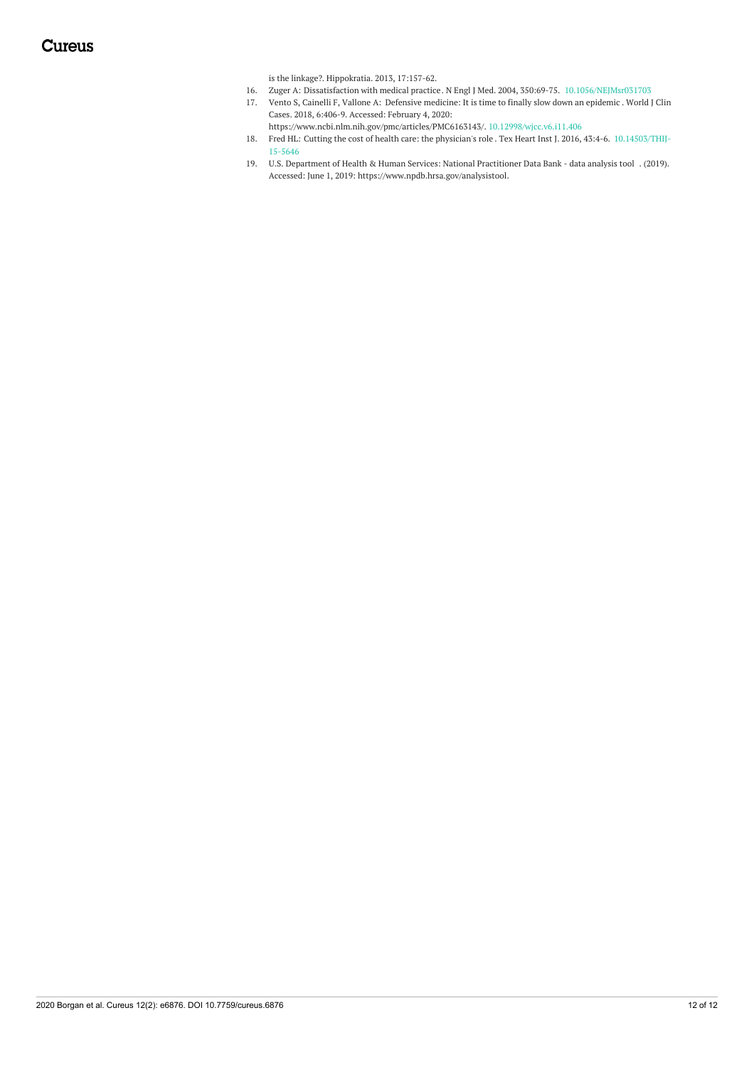is the linkage?. Hippokratia. 2013, 17:157-62.

16. Zuger A: Dissatisfaction with medical practice. N Engl J Med. 2004, 350:69-75. 10.1056/NEJMsr031703
17. Vento S, Cainelli F, Vallone A: Defensive medicine: It is time to finally slow down an epidemic . World J Clin Cases. 2018, 6:406-9. Accessed: February 4, 2020: https://www.ncbi.nlm.nih.gov/pmc/articles/PMC6163143/. 10.12998/wjcc.v6.i11.406
18. Fred HL: Cutting the cost of health care: the physician's role . Tex Heart Inst J. 2016, 43:4-6. 10.14503/THIJ-15-5646
19. U.S. Department of Health & Human Services: National Practitioner Data Bank - data analysis tool . (2019). Accessed: June 1, 2019: https://www.npdb.hrsa.gov/analysistool.